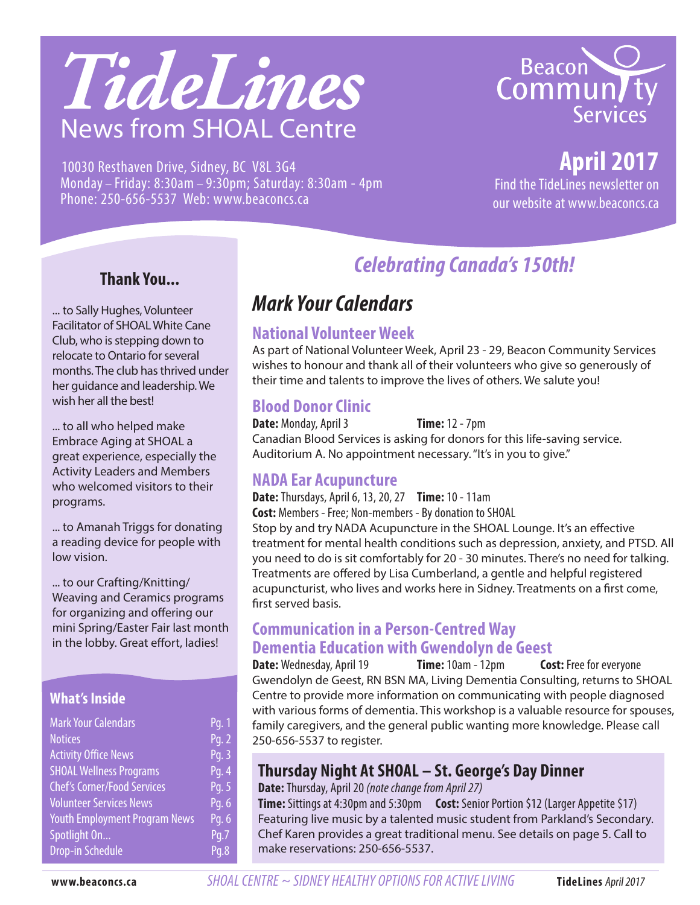# TideLines

## News from SHOAL Centre

10030 Resthaven Drive, Sidney, BC V8L 3G4
Monday – Friday: 8:30am – 9:30pm; Saturday: 8:30am - 4pm
Phone: 250-656-5537 Web: www.beaconcs.ca

Beacon Community Services

**April 2017**

Find the TideLines newsletter on our website at www.beaconcs.ca

## Celebrating Canada's 150th!

## Mark Your Calendars

### National Volunteer Week

As part of National Volunteer Week, April 23 - 29, Beacon Community Services wishes to honour and thank all of their volunteers who give so generously of their time and talents to improve the lives of others. We salute you!

### Blood Donor Clinic

**Date:** Monday, April 3 **Time:** 12 - 7pm

Canadian Blood Services is asking for donors for this life-saving service. Auditorium A. No appointment necessary. "It's in you to give."

### NADA Ear Acupuncture

**Date:** Thursdays, April 6, 13, 20, 27 **Time:** 10 - 11am

**Cost:** Members - Free; Non-members - By donation to SHOAL

Stop by and try NADA Acupuncture in the SHOAL Lounge. It's an effective treatment for mental health conditions such as depression, anxiety, and PTSD. All you need to do is sit comfortably for 20 - 30 minutes. There's no need for talking. Treatments are offered by Lisa Cumberland, a gentle and helpful registered acupuncturist, who lives and works here in Sidney. Treatments on a first come, first served basis.

### Communication in a Person-Centred Way Dementia Education with Gwendolyn de Geest

**Date:** Wednesday, April 19 **Time:** 10am - 12pm **Cost:** Free for everyone

Gwendolyn de Geest, RN BSN MA, Living Dementia Consulting, returns to SHOAL Centre to provide more information on communicating with people diagnosed with various forms of dementia. This workshop is a valuable resource for spouses, family caregivers, and the general public wanting more knowledge. Please call 250-656-5537 to register.

### Thursday Night At SHOAL – St. George's Day Dinner

**Date:** Thursday, April 20 *(note change from April 27)*

**Time:** Sittings at 4:30pm and 5:30pm **Cost:** Senior Portion $12 (Larger Appetite $17)

Featuring live music by a talented music student from Parkland's Secondary. Chef Karen provides a great traditional menu. See details on page 5. Call to make reservations: 250-656-5537.

### Thank You...

... to Sally Hughes, Volunteer Facilitator of SHOAL White Cane Club, who is stepping down to relocate to Ontario for several months. The club has thrived under her guidance and leadership. We wish her all the best!

... to all who helped make Embrace Aging at SHOAL a great experience, especially the Activity Leaders and Members who welcomed visitors to their programs.

... to Amanah Triggs for donating a reading device for people with low vision.

... to our Crafting/Knitting/Weaving and Ceramics programs for organizing and offering our mini Spring/Easter Fair last month in the lobby. Great effort, ladies!

### What's Inside

| | |
|---|---|
| Mark Your Calendars | Pg. 1 |
| Notices | Pg. 2 |
| Activity Office News | Pg. 3 |
| SHOAL Wellness Programs | Pg. 4 |
| Chef's Corner/Food Services | Pg. 5 |
| Volunteer Services News | Pg. 6 |
| Youth Employment Program News | Pg. 6 |
| Spotlight On... | Pg.7 |
| Drop-in Schedule | Pg.8 |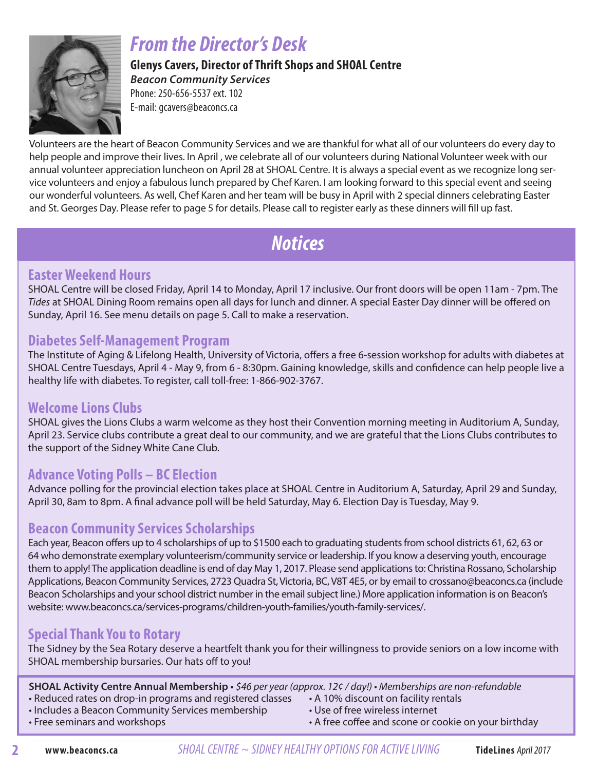# From the Director's Desk

**Glenys Cavers, Director of Thrift Shops and SHOAL Centre**
***Beacon Community Services***
Phone: 250-656-5537 ext. 102
E-mail: gcavers@beaconcs.ca

Volunteers are the heart of Beacon Community Services and we are thankful for what all of our volunteers do every day to help people and improve their lives. In April , we celebrate all of our volunteers during National Volunteer week with our annual volunteer appreciation luncheon on April 28 at SHOAL Centre. It is always a special event as we recognize long service volunteers and enjoy a fabulous lunch prepared by Chef Karen. I am looking forward to this special event and seeing our wonderful volunteers. As well, Chef Karen and her team will be busy in April with 2 special dinners celebrating Easter and St. Georges Day. Please refer to page 5 for details. Please call to register early as these dinners will fill up fast.

# Notices

## Easter Weekend Hours

SHOAL Centre will be closed Friday, April 14 to Monday, April 17 inclusive. Our front doors will be open 11am - 7pm. The *Tides* at SHOAL Dining Room remains open all days for lunch and dinner. A special Easter Day dinner will be offered on Sunday, April 16. See menu details on page 5. Call to make a reservation.

## Diabetes Self-Management Program

The Institute of Aging & Lifelong Health, University of Victoria, offers a free 6-session workshop for adults with diabetes at SHOAL Centre Tuesdays, April 4 - May 9, from 6 - 8:30pm. Gaining knowledge, skills and confidence can help people live a healthy life with diabetes. To register, call toll-free: 1-866-902-3767.

## Welcome Lions Clubs

SHOAL gives the Lions Clubs a warm welcome as they host their Convention morning meeting in Auditorium A, Sunday, April 23. Service clubs contribute a great deal to our community, and we are grateful that the Lions Clubs contributes to the support of the Sidney White Cane Club.

## Advance Voting Polls – BC Election

Advance polling for the provincial election takes place at SHOAL Centre in Auditorium A, Saturday, April 29 and Sunday, April 30, 8am to 8pm. A final advance poll will be held Saturday, May 6. Election Day is Tuesday, May 9.

## Beacon Community Services Scholarships

Each year, Beacon offers up to 4 scholarships of up to $1500 each to graduating students from school districts 61, 62, 63 or 64 who demonstrate exemplary volunteerism/community service or leadership. If you know a deserving youth, encourage them to apply! The application deadline is end of day May 1, 2017. Please send applications to: Christina Rossano, Scholarship Applications, Beacon Community Services, 2723 Quadra St, Victoria, BC, V8T 4E5, or by email to crossano@beaconcs.ca (include Beacon Scholarships and your school district number in the email subject line.) More application information is on Beacon's website: www.beaconcs.ca/services-programs/children-youth-families/youth-family-services/.

## Special Thank You to Rotary

The Sidney by the Sea Rotary deserve a heartfelt thank you for their willingness to provide seniors on a low income with SHOAL membership bursaries. Our hats off to you!

**SHOAL Activity Centre Annual Membership** • *$46 per year (approx. 12¢ / day!)* • *Memberships are non-refundable*

- Reduced rates on drop-in programs and registered classes
- Includes a Beacon Community Services membership
- Free seminars and workshops
- A 10% discount on facility rentals
- Use of free wireless internet
- A free coffee and scone or cookie on your birthday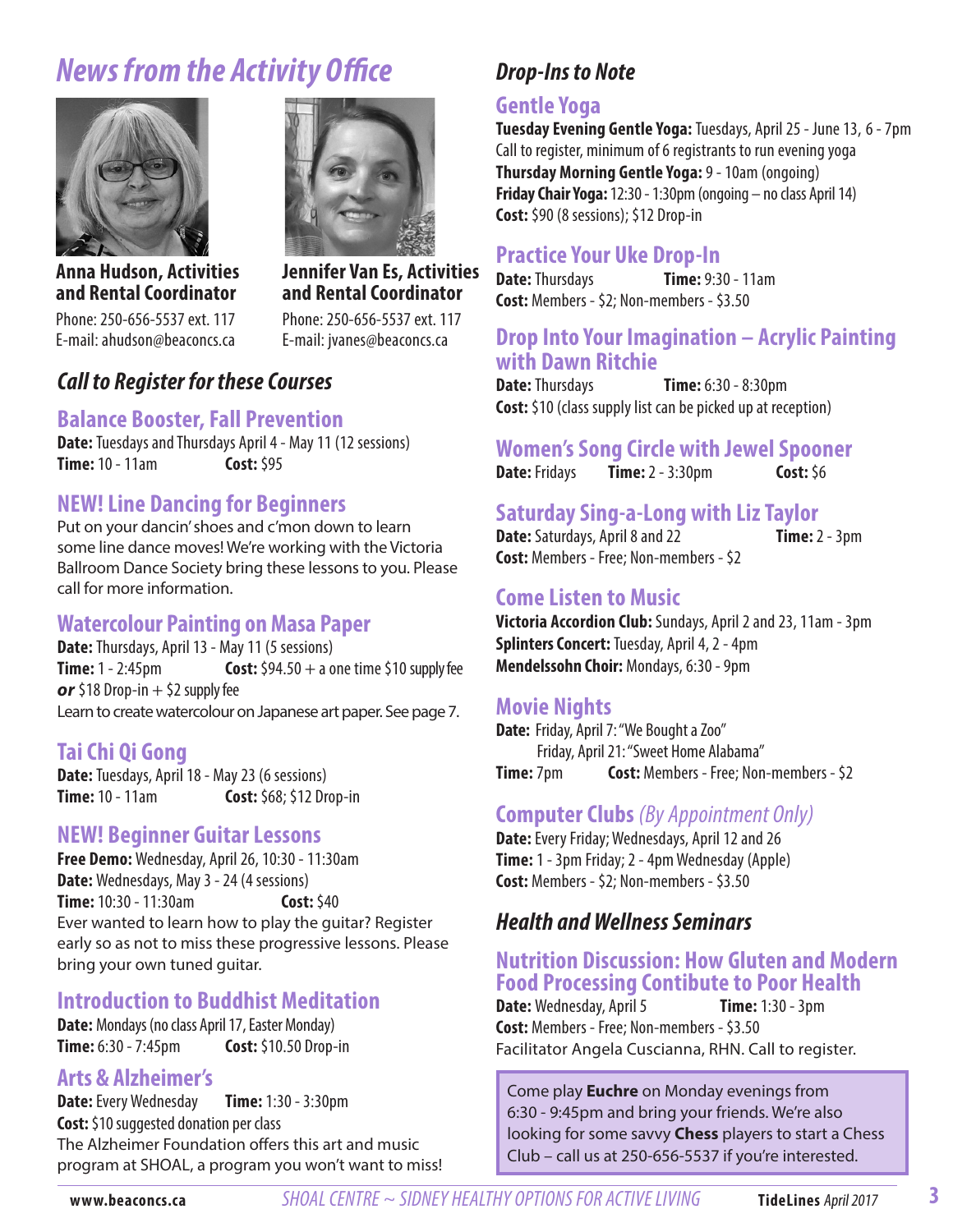# News from the Activity Office

**Anna Hudson, Activities and Rental Coordinator**
Phone: 250-656-5537 ext. 117
E-mail: ahudson@beaconcs.ca

**Jennifer Van Es, Activities and Rental Coordinator**
Phone: 250-656-5537 ext. 117
E-mail: jvanes@beaconcs.ca

## Call to Register for these Courses

### Balance Booster, Fall Prevention

**Date:** Tuesdays and Thursdays April 4 - May 11 (12 sessions)
**Time:** 10 - 11am **Cost:** $95

### NEW! Line Dancing for Beginners

Put on your dancin' shoes and c'mon down to learn some line dance moves! We're working with the Victoria Ballroom Dance Society bring these lessons to you. Please call for more information.

### Watercolour Painting on Masa Paper

**Date:** Thursdays, April 13 - May 11 (5 sessions)
**Time:** 1 - 2:45pm **Cost:** $94.50 + a one time $10 supply fee
***or*** $18 Drop-in + $2 supply fee
Learn to create watercolour on Japanese art paper. See page 7.

### Tai Chi Qi Gong

**Date:** Tuesdays, April 18 - May 23 (6 sessions)
**Time:** 10 - 11am **Cost:** $68; $12 Drop-in

### NEW! Beginner Guitar Lessons

**Free Demo:** Wednesday, April 26, 10:30 - 11:30am
**Date:** Wednesdays, May 3 - 24 (4 sessions)
**Time:** 10:30 - 11:30am **Cost:** $40
Ever wanted to learn how to play the guitar? Register early so as not to miss these progressive lessons. Please bring your own tuned guitar.

### Introduction to Buddhist Meditation

**Date:** Mondays (no class April 17, Easter Monday)
**Time:** 6:30 - 7:45pm **Cost:** $10.50 Drop-in

### Arts & Alzheimer's

**Date:** Every Wednesday **Time:** 1:30 - 3:30pm
**Cost:** $10 suggested donation per class
The Alzheimer Foundation offers this art and music program at SHOAL, a program you won't want to miss!

## Drop-Ins to Note

### Gentle Yoga

**Tuesday Evening Gentle Yoga:** Tuesdays, April 25 - June 13, 6 - 7pm
Call to register, minimum of 6 registrants to run evening yoga
**Thursday Morning Gentle Yoga:** 9 - 10am (ongoing)
**Friday Chair Yoga:** 12:30 - 1:30pm (ongoing – no class April 14)
**Cost:** $90 (8 sessions); $12 Drop-in

### Practice Your Uke Drop-In

**Date:** Thursdays **Time:** 9:30 - 11am
**Cost:** Members - $2; Non-members - $3.50

### Drop Into Your Imagination – Acrylic Painting with Dawn Ritchie

**Date:** Thursdays **Time:** 6:30 - 8:30pm
**Cost:** $10 (class supply list can be picked up at reception)

### Women's Song Circle with Jewel Spooner

**Date:** Fridays **Time:** 2 - 3:30pm **Cost:** $6

### Saturday Sing-a-Long with Liz Taylor

**Date:** Saturdays, April 8 and 22 **Time:** 2 - 3pm
**Cost:** Members - Free; Non-members - $2

### Come Listen to Music

**Victoria Accordion Club:** Sundays, April 2 and 23, 11am - 3pm
**Splinters Concert:** Tuesday, April 4, 2 - 4pm
**Mendelssohn Choir:** Mondays, 6:30 - 9pm

### Movie Nights

**Date:** Friday, April 7: "We Bought a Zoo"
Friday, April 21: "Sweet Home Alabama"
**Time:** 7pm **Cost:** Members - Free; Non-members - $2

### Computer Clubs *(By Appointment Only)*

**Date:** Every Friday; Wednesdays, April 12 and 26
**Time:** 1 - 3pm Friday; 2 - 4pm Wednesday (Apple)
**Cost:** Members - $2; Non-members - $3.50

## Health and Wellness Seminars

### Nutrition Discussion: How Gluten and Modern Food Processing Contibute to Poor Health

**Date:** Wednesday, April 5 **Time:** 1:30 - 3pm
**Cost:** Members - Free; Non-members - $3.50
Facilitator Angela Cuscianna, RHN. Call to register.

Come play **Euchre** on Monday evenings from 6:30 - 9:45pm and bring your friends. We're also looking for some savvy **Chess** players to start a Chess Club – call us at 250-656-5537 if you're interested.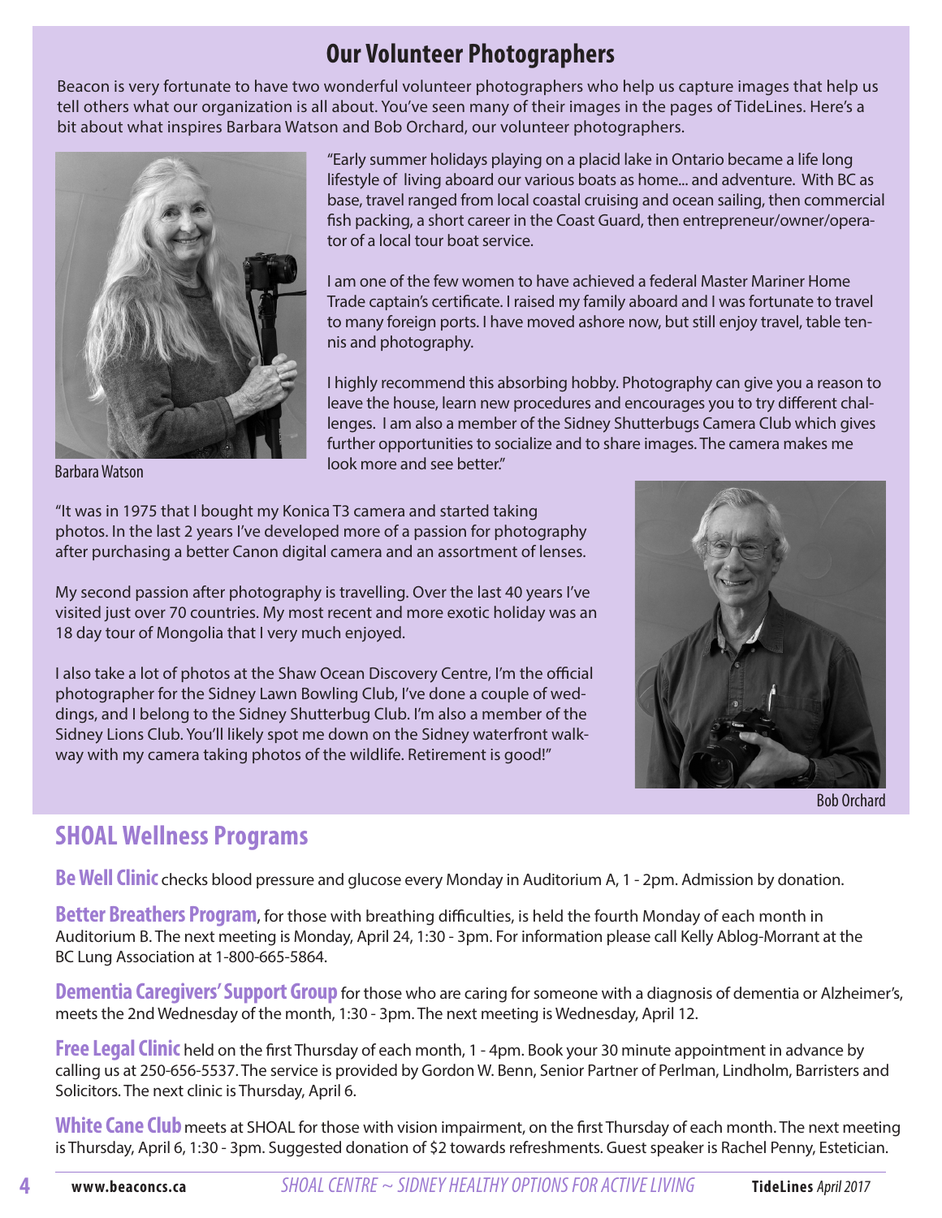## Our Volunteer Photographers

Beacon is very fortunate to have two wonderful volunteer photographers who help us capture images that help us tell others what our organization is all about. You've seen many of their images in the pages of TideLines. Here's a bit about what inspires Barbara Watson and Bob Orchard, our volunteer photographers.

"Early summer holidays playing on a placid lake in Ontario became a life long lifestyle of living aboard our various boats as home... and adventure. With BC as base, travel ranged from local coastal cruising and ocean sailing, then commercial fish packing, a short career in the Coast Guard, then entrepreneur/owner/operator of a local tour boat service.

I am one of the few women to have achieved a federal Master Mariner Home Trade captain's certificate. I raised my family aboard and I was fortunate to travel to many foreign ports. I have moved ashore now, but still enjoy travel, table tennis and photography.

I highly recommend this absorbing hobby. Photography can give you a reason to leave the house, learn new procedures and encourages you to try different challenges. I am also a member of the Sidney Shutterbugs Camera Club which gives further opportunities to socialize and to share images. The camera makes me look more and see better."

Barbara Watson

"It was in 1975 that I bought my Konica T3 camera and started taking photos. In the last 2 years I've developed more of a passion for photography after purchasing a better Canon digital camera and an assortment of lenses.

My second passion after photography is travelling. Over the last 40 years I've visited just over 70 countries. My most recent and more exotic holiday was an 18 day tour of Mongolia that I very much enjoyed.

I also take a lot of photos at the Shaw Ocean Discovery Centre, I'm the official photographer for the Sidney Lawn Bowling Club, I've done a couple of weddings, and I belong to the Sidney Shutterbug Club. I'm also a member of the Sidney Lions Club. You'll likely spot me down on the Sidney waterfront walkway with my camera taking photos of the wildlife. Retirement is good!"

Bob Orchard

## SHOAL Wellness Programs

**Be Well Clinic** checks blood pressure and glucose every Monday in Auditorium A, 1 - 2pm. Admission by donation.

**Better Breathers Program**, for those with breathing difficulties, is held the fourth Monday of each month in Auditorium B. The next meeting is Monday, April 24, 1:30 - 3pm. For information please call Kelly Ablog-Morrant at the BC Lung Association at 1-800-665-5864.

**Dementia Caregivers' Support Group** for those who are caring for someone with a diagnosis of dementia or Alzheimer's, meets the 2nd Wednesday of the month, 1:30 - 3pm. The next meeting is Wednesday, April 12.

**Free Legal Clinic** held on the first Thursday of each month, 1 - 4pm. Book your 30 minute appointment in advance by calling us at 250-656-5537. The service is provided by Gordon W. Benn, Senior Partner of Perlman, Lindholm, Barristers and Solicitors. The next clinic is Thursday, April 6.

**White Cane Club** meets at SHOAL for those with vision impairment, on the first Thursday of each month. The next meeting is Thursday, April 6, 1:30 - 3pm. Suggested donation of $2 towards refreshments. Guest speaker is Rachel Penny, Estetician.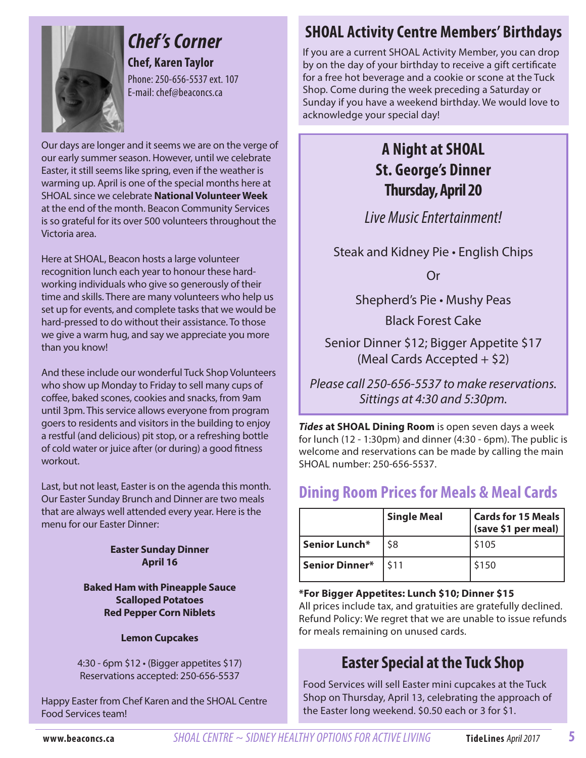## Chef's Corner

**Chef, Karen Taylor**

Phone: 250-656-5537 ext. 107
E-mail: chef@beaconcs.ca

Our days are longer and it seems we are on the verge of our early summer season. However, until we celebrate Easter, it still seems like spring, even if the weather is warming up. April is one of the special months here at SHOAL since we celebrate **National Volunteer Week** at the end of the month. Beacon Community Services is so grateful for its over 500 volunteers throughout the Victoria area.

Here at SHOAL, Beacon hosts a large volunteer recognition lunch each year to honour these hard-working individuals who give so generously of their time and skills. There are many volunteers who help us set up for events, and complete tasks that we would be hard-pressed to do without their assistance. To those we give a warm hug, and say we appreciate you more than you know!

And these include our wonderful Tuck Shop Volunteers who show up Monday to Friday to sell many cups of coffee, baked scones, cookies and snacks, from 9am until 3pm. This service allows everyone from program goers to residents and visitors in the building to enjoy a restful (and delicious) pit stop, or a refreshing bottle of cold water or juice after (or during) a good fitness workout.

Last, but not least, Easter is on the agenda this month. Our Easter Sunday Brunch and Dinner are two meals that are always well attended every year. Here is the menu for our Easter Dinner:

**Easter Sunday Dinner**
**April 16**

**Baked Ham with Pineapple Sauce**
**Scalloped Potatoes**
**Red Pepper Corn Niblets**

**Lemon Cupcakes**

4:30 - 6pm $12 • (Bigger appetites $17)
Reservations accepted: 250-656-5537

Happy Easter from Chef Karen and the SHOAL Centre Food Services team!

## SHOAL Activity Centre Members' Birthdays

If you are a current SHOAL Activity Member, you can drop by on the day of your birthday to receive a gift certificate for a free hot beverage and a cookie or scone at the Tuck Shop. Come during the week preceding a Saturday or Sunday if you have a weekend birthday. We would love to acknowledge your special day!

## A Night at SHOAL
## St. George's Dinner
## Thursday, April 20

*Live Music Entertainment!*

Steak and Kidney Pie • English Chips

Or

Shepherd's Pie • Mushy Peas

Black Forest Cake

Senior Dinner $12; Bigger Appetite $17
(Meal Cards Accepted + $2)

*Please call 250-656-5537 to make reservations.*
*Sittings at 4:30 and 5:30pm.*

***Tides* at SHOAL Dining Room** is open seven days a week for lunch (12 - 1:30pm) and dinner (4:30 - 6pm). The public is welcome and reservations can be made by calling the main SHOAL number: 250-656-5537.

## Dining Room Prices for Meals & Meal Cards

| | Single Meal | Cards for 15 Meals (save $1 per meal) |
|---|---|---|
| **Senior Lunch*** | $8 | $105 |
| **Senior Dinner*** | $11 | $150 |

**\*For Bigger Appetites: Lunch $10; Dinner $15**
All prices include tax, and gratuities are gratefully declined. Refund Policy: We regret that we are unable to issue refunds for meals remaining on unused cards.

## Easter Special at the Tuck Shop

Food Services will sell Easter mini cupcakes at the Tuck Shop on Thursday, April 13, celebrating the approach of the Easter long weekend. $0.50 each or 3 for $1.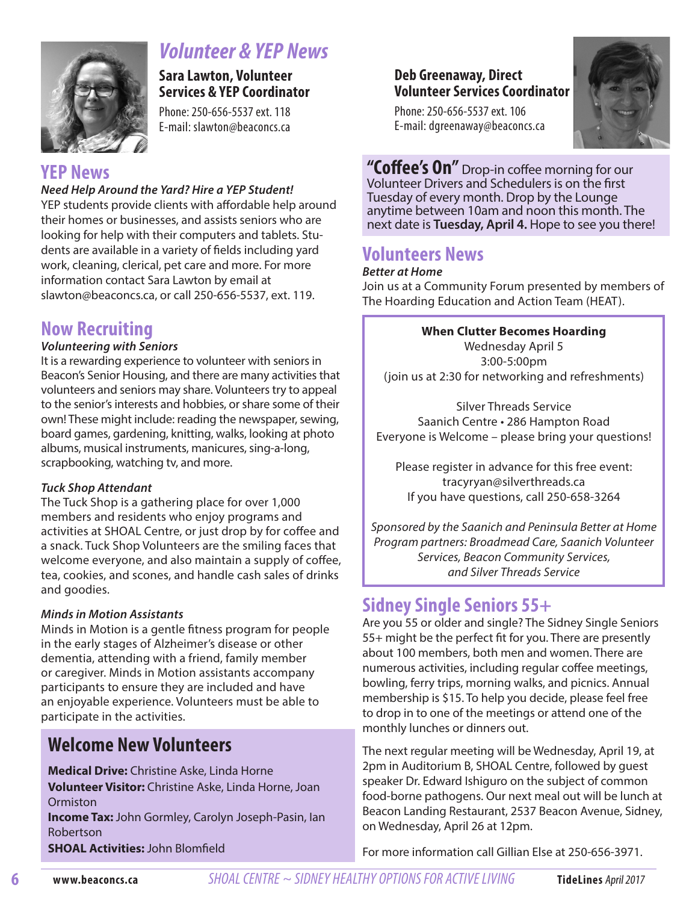# Volunteer & YEP News

**Sara Lawton, Volunteer Services & YEP Coordinator**

Phone: 250-656-5537 ext. 118
E-mail: slawton@beaconcs.ca

**Deb Greenaway, Direct Volunteer Services Coordinator**

Phone: 250-656-5537 ext. 106
E-mail: dgreenaway@beaconcs.ca

## YEP News

***Need Help Around the Yard? Hire a YEP Student!***

YEP students provide clients with affordable help around their homes or businesses, and assists seniors who are looking for help with their computers and tablets. Students are available in a variety of fields including yard work, cleaning, clerical, pet care and more. For more information contact Sara Lawton by email at slawton@beaconcs.ca, or call 250-656-5537, ext. 119.

## Now Recruiting

***Volunteering with Seniors***

It is a rewarding experience to volunteer with seniors in Beacon's Senior Housing, and there are many activities that volunteers and seniors may share. Volunteers try to appeal to the senior's interests and hobbies, or share some of their own! These might include: reading the newspaper, sewing, board games, gardening, knitting, walks, looking at photo albums, musical instruments, manicures, sing-a-long, scrapbooking, watching tv, and more.

***Tuck Shop Attendant***

The Tuck Shop is a gathering place for over 1,000 members and residents who enjoy programs and activities at SHOAL Centre, or just drop by for coffee and a snack. Tuck Shop Volunteers are the smiling faces that welcome everyone, and also maintain a supply of coffee, tea, cookies, and scones, and handle cash sales of drinks and goodies.

***Minds in Motion Assistants***

Minds in Motion is a gentle fitness program for people in the early stages of Alzheimer's disease or other dementia, attending with a friend, family member or caregiver. Minds in Motion assistants accompany participants to ensure they are included and have an enjoyable experience. Volunteers must be able to participate in the activities.

## Welcome New Volunteers

**Medical Drive:** Christine Aske, Linda Horne
**Volunteer Visitor:** Christine Aske, Linda Horne, Joan Ormiston
**Income Tax:** John Gormley, Carolyn Joseph-Pasin, Ian Robertson
**SHOAL Activities:** John Blomfield

**"Coffee's On"** Drop-in coffee morning for our Volunteer Drivers and Schedulers is on the first Tuesday of every month. Drop by the Lounge anytime between 10am and noon this month. The next date is **Tuesday, April 4.** Hope to see you there!

## Volunteers News

***Better at Home***

Join us at a Community Forum presented by members of The Hoarding Education and Action Team (HEAT).

**When Clutter Becomes Hoarding**
Wednesday April 5
3:00-5:00pm
(join us at 2:30 for networking and refreshments)

Silver Threads Service
Saanich Centre • 286 Hampton Road
Everyone is Welcome – please bring your questions!

Please register in advance for this free event:
tracyryan@silverthreads.ca
If you have questions, call 250-658-3264

*Sponsored by the Saanich and Peninsula Better at Home Program partners: Broadmead Care, Saanich Volunteer Services, Beacon Community Services, and Silver Threads Service*

## Sidney Single Seniors 55+

Are you 55 or older and single? The Sidney Single Seniors 55+ might be the perfect fit for you. There are presently about 100 members, both men and women. There are numerous activities, including regular coffee meetings, bowling, ferry trips, morning walks, and picnics. Annual membership is $15. To help you decide, please feel free to drop in to one of the meetings or attend one of the monthly lunches or dinners out.

The next regular meeting will be Wednesday, April 19, at 2pm in Auditorium B, SHOAL Centre, followed by guest speaker Dr. Edward Ishiguro on the subject of common food-borne pathogens. Our next meal out will be lunch at Beacon Landing Restaurant, 2537 Beacon Avenue, Sidney, on Wednesday, April 26 at 12pm.

For more information call Gillian Else at 250-656-3971.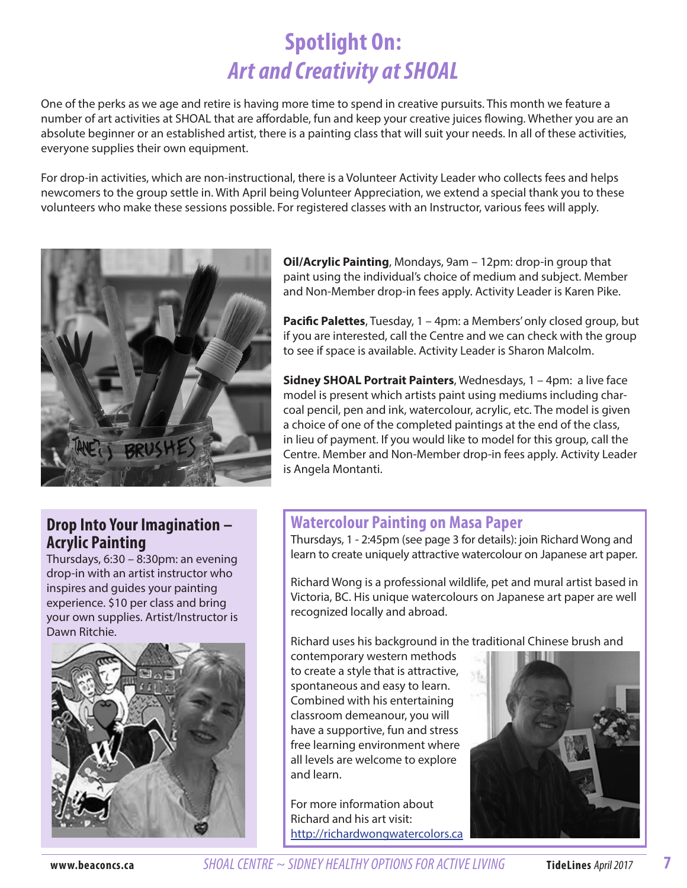# Spotlight On: *Art and Creativity at SHOAL*

One of the perks as we age and retire is having more time to spend in creative pursuits. This month we feature a number of art activities at SHOAL that are affordable, fun and keep your creative juices flowing. Whether you are an absolute beginner or an established artist, there is a painting class that will suit your needs. In all of these activities, everyone supplies their own equipment.

For drop-in activities, which are non-instructional, there is a Volunteer Activity Leader who collects fees and helps newcomers to the group settle in. With April being Volunteer Appreciation, we extend a special thank you to these volunteers who make these sessions possible. For registered classes with an Instructor, various fees will apply.

**Oil/Acrylic Painting**, Mondays, 9am – 12pm: drop-in group that paint using the individual's choice of medium and subject. Member and Non-Member drop-in fees apply. Activity Leader is Karen Pike.

**Pacific Palettes**, Tuesday, 1 – 4pm: a Members' only closed group, but if you are interested, call the Centre and we can check with the group to see if space is available. Activity Leader is Sharon Malcolm.

**Sidney SHOAL Portrait Painters**, Wednesdays, 1 – 4pm: a live face model is present which artists paint using mediums including charcoal pencil, pen and ink, watercolour, acrylic, etc. The model is given a choice of one of the completed paintings at the end of the class, in lieu of payment. If you would like to model for this group, call the Centre. Member and Non-Member drop-in fees apply. Activity Leader is Angela Montanti.

## Drop Into Your Imagination – Acrylic Painting

Thursdays, 6:30 – 8:30pm: an evening drop-in with an artist instructor who inspires and guides your painting experience. $10 per class and bring your own supplies. Artist/Instructor is Dawn Ritchie.

## Watercolour Painting on Masa Paper

Thursdays, 1 - 2:45pm (see page 3 for details): join Richard Wong and learn to create uniquely attractive watercolour on Japanese art paper.

Richard Wong is a professional wildlife, pet and mural artist based in Victoria, BC. His unique watercolours on Japanese art paper are well recognized locally and abroad.

Richard uses his background in the traditional Chinese brush and contemporary western methods to create a style that is attractive, spontaneous and easy to learn. Combined with his entertaining classroom demeanour, you will have a supportive, fun and stress free learning environment where all levels are welcome to explore and learn.

For more information about Richard and his art visit: http://richardwongwatercolors.ca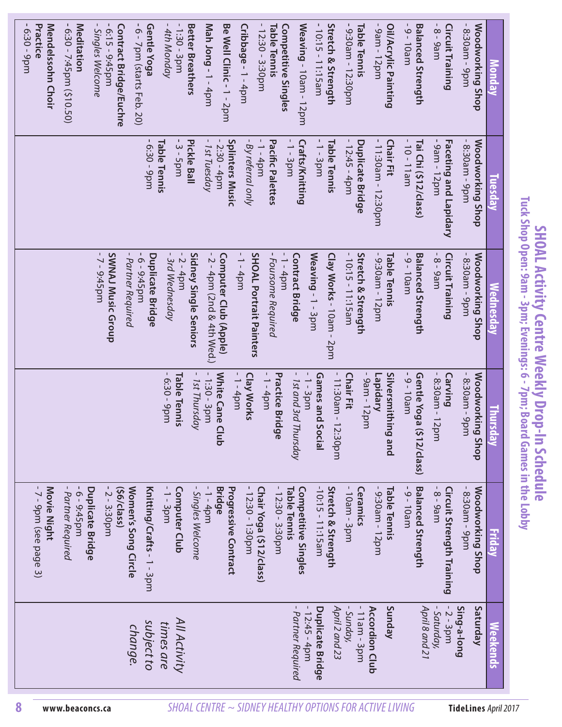# SHOAL Activity Centre Weekly Drop-In Schedule

## Tuck Shop Open: 9am - 3pm; Evenings: 6 - 7pm; Board Games in the Lobby

| Monday | Tuesday | Wednesday | Thursday | Friday | Weekends |
|---|---|---|---|---|---|
| **Woodworking Shop** - 8:30am - 9pm | **Woodworking Shop** - 8:30am - 9pm | **Woodworking Shop** - 8:30am - 9pm | **Woodworking Shop** - 8:30am - 9pm | **Woodworking Shop** - 8:30am - 9pm | **Saturday** |
| **Circuit Training** - 8 - 9am | **Faceting and Lapidary** - 9am - 12pm | **Circuit Training** - 8 - 9am | **Carving** - 8:30am - 12pm | **Circuit Strength Training** - 8 - 9am | **Sing-a-long** - 2 - 3pm - *Saturday, April 8 and 21* |
| **Balanced Strength** - 9 - 10am | **Tai Chi ($12/class)** - 10 - 11am | **Balanced Strength** - 9 - 10am | **Gentle Yoga ($12/class)** - 9 - 10am | **Balanced Strength** - 9 - 10am | |
| **Oil/Acrylic Painting** - 9am - 12pm | **Chair Fit** - 11:30am - 12:30pm | **Table Tennis** - 9:30am - 12pm | **Silversmithing and Lapidary** - 9am - 12pm | **Table Tennis** - 9:30am - 12pm | **Sunday** |
| **Table Tennis** - 9:30am - 12:30pm | **Duplicate Bridge** - 12:45 - 4pm | **Stretch & Strength** - 10:15 - 11:15am | **Chair Fit** - 11:30am - 12:30pm | **Ceramics** - 10am - 3pm | **Accordion Club** - 11am - 3pm - *Sunday, April 2 and 23* |
| **Stretch & Strength** - 10:15 - 11:15am | **Table Tennis** - 1 - 3pm | **Clay Works** - 10am - 2pm | **Games and Social** - 1 - 3pm - *1st and 3rd Thursday* | **Stretch & Strength** - 10:15 - 11:15am | **Duplicate Bridge** - 12:45 - 4pm - *Partner Required* |
| **Weaving** - 10am - 12pm | **Crafts/Knitting** - 1 - 3pm | **Weaving** - 1 - 3pm | **Practice Bridge** - 1 - 4pm | **Competitive Singles Table Tennis** - 12:30 - 3:30pm | |
| **Competitive Singles Table Tennis** - 12:30 - 3:30pm | **Pacific Palettes** - 1 - 4pm - *By referral only* | **Contract Bridge** - 1 - 4pm - *Foursome Required* | **Clay Works** - 1 - 4pm | **Chair Yoga ($12/class)** - 12:30 - 1:30pm | |
| **Cribbage** - 1 - 4pm | **Splinters Music** - 2:30 - 4pm - *1st Tuesday* | **SHOAL Portrait Painters** - 1 - 4pm | **White Cane Club** - 1:30 - 3pm - *1st Thursday* | **Progressive Contract Bridge** - 1 - 4pm - *Singles Welcome* | |
| **Be Well Clinic** - 1 - 2pm | **Pickle Ball** - 3 - 5pm | **Computer Club (Apple)** - 2 - 4pm (2nd & 4th Wed.) | **Table Tennis** - 6:30 - 9pm | **Computer Club** - 1 - 3pm | |
| **Mah Jong** - 1 - 4pm | **Table Tennis** - 6:30 - 9pm | **Sidney Single Seniors** - 2 - 4pm - *3rd Wednesday* | | **Knitting/Crafts** - 1 - 3pm | |
| **Better Breathers** - 1:30 - 3pm - *4th Monday* | | **Duplicate Bridge** - 6 - 9:45pm - *Partner Required* | | **Women's Song Circle ($6/class)** - 2 - 3:30pm | *All Activity times are subject to change.* |
| **Gentle Yoga** - 6 - 7pm (starts Feb. 20) | | **SWNAJ Music Group** - 7 - 9:45pm | | **Duplicate Bridge** - 6 - 9:45pm - *Partner Required* | |
| **Contract Bridge/Euchre** - 6:15 - 9:45pm - *Singles Welcome* | | | | **Movie Night** - 7 - 9pm (see page 3) | |
| **Meditation** - 6:30 - 7:45pm ($10.50) | | | | | |
| **Mendelssohn Choir Practice** - 6:30 - 9pm | | | | | |

www.beaconcs.ca — *SHOAL CENTRE ~ SIDNEY HEALTHY OPTIONS FOR ACTIVE LIVING* — **TideLines** *April 2017*